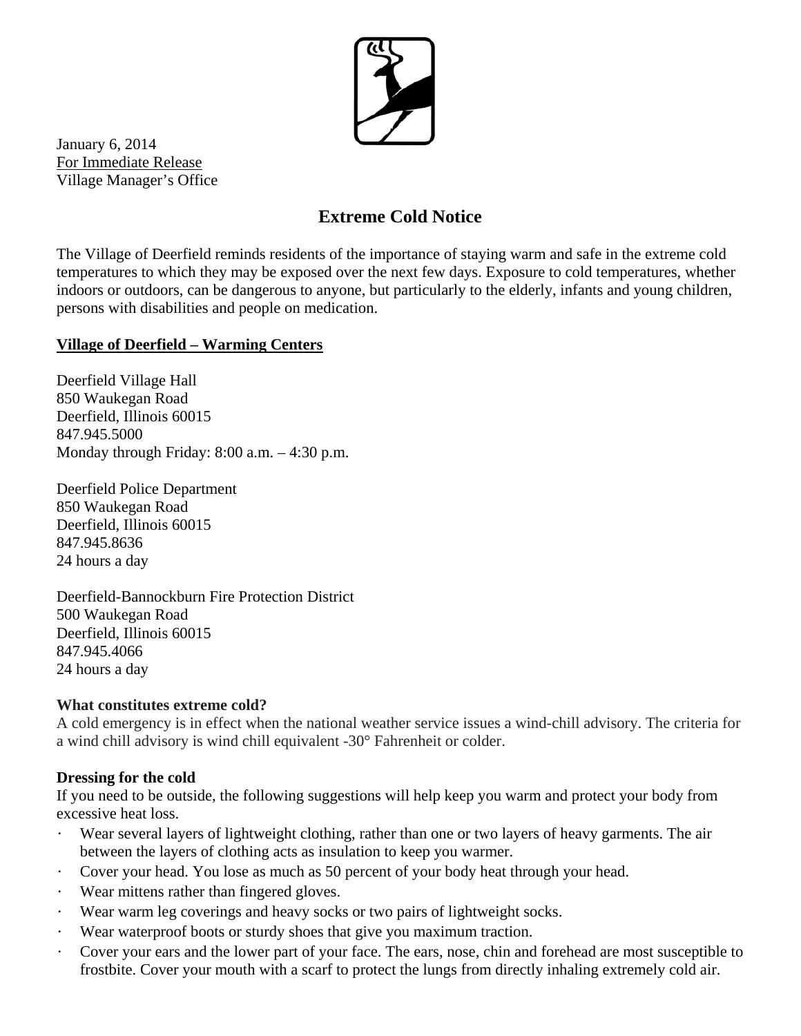January 6, 2014
For Immediate Release
Village Manager's Office

# Extreme Cold Notice

The Village of Deerfield reminds residents of the importance of staying warm and safe in the extreme cold temperatures to which they may be exposed over the next few days. Exposure to cold temperatures, whether indoors or outdoors, can be dangerous to anyone, but particularly to the elderly, infants and young children, persons with disabilities and people on medication.

## Village of Deerfield – Warming Centers

Deerfield Village Hall
850 Waukegan Road
Deerfield, Illinois 60015
847.945.5000
Monday through Friday: 8:00 a.m. – 4:30 p.m.

Deerfield Police Department
850 Waukegan Road
Deerfield, Illinois 60015
847.945.8636
24 hours a day

Deerfield-Bannockburn Fire Protection District
500 Waukegan Road
Deerfield, Illinois 60015
847.945.4066
24 hours a day

### What constitutes extreme cold?

A cold emergency is in effect when the national weather service issues a wind-chill advisory. The criteria for a wind chill advisory is wind chill equivalent -30° Fahrenheit or colder.

### Dressing for the cold

If you need to be outside, the following suggestions will help keep you warm and protect your body from excessive heat loss.

- Wear several layers of lightweight clothing, rather than one or two layers of heavy garments. The air between the layers of clothing acts as insulation to keep you warmer.
- Cover your head. You lose as much as 50 percent of your body heat through your head.
- Wear mittens rather than fingered gloves.
- Wear warm leg coverings and heavy socks or two pairs of lightweight socks.
- Wear waterproof boots or sturdy shoes that give you maximum traction.
- Cover your ears and the lower part of your face. The ears, nose, chin and forehead are most susceptible to frostbite. Cover your mouth with a scarf to protect the lungs from directly inhaling extremely cold air.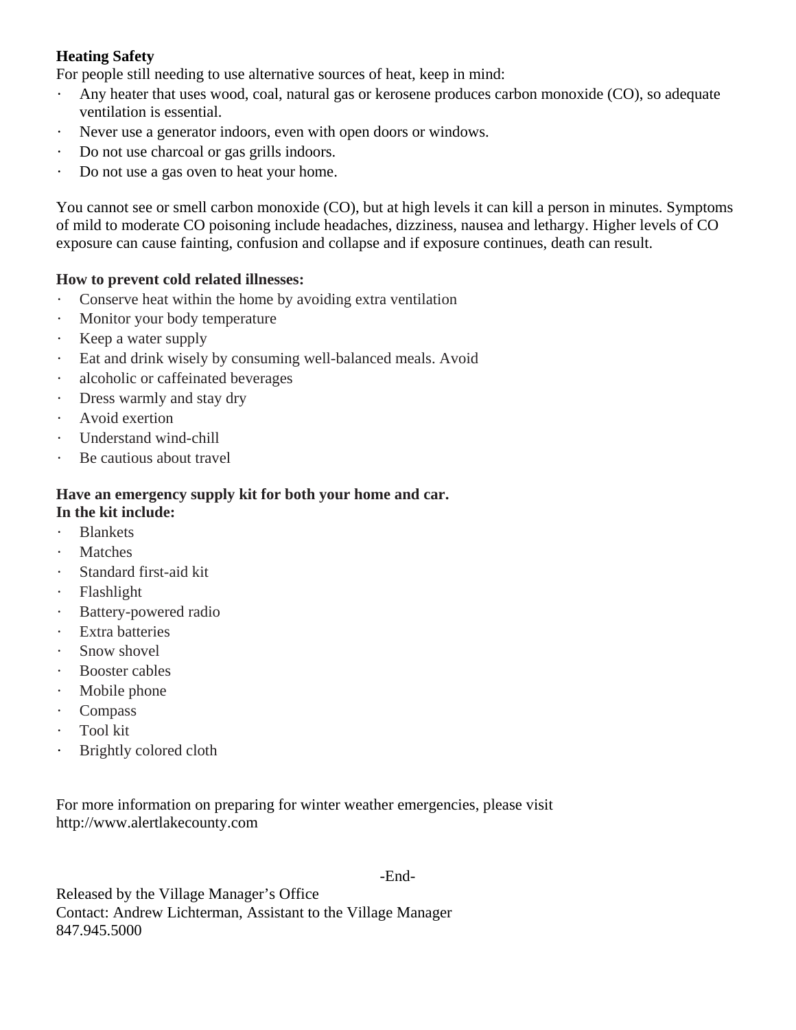**Heating Safety**

For people still needing to use alternative sources of heat, keep in mind:

- Any heater that uses wood, coal, natural gas or kerosene produces carbon monoxide (CO), so adequate ventilation is essential.
- Never use a generator indoors, even with open doors or windows.
- Do not use charcoal or gas grills indoors.
- Do not use a gas oven to heat your home.

You cannot see or smell carbon monoxide (CO), but at high levels it can kill a person in minutes. Symptoms of mild to moderate CO poisoning include headaches, dizziness, nausea and lethargy. Higher levels of CO exposure can cause fainting, confusion and collapse and if exposure continues, death can result.

**How to prevent cold related illnesses:**

- Conserve heat within the home by avoiding extra ventilation
- Monitor your body temperature
- Keep a water supply
- Eat and drink wisely by consuming well-balanced meals. Avoid
- alcoholic or caffeinated beverages
- Dress warmly and stay dry
- Avoid exertion
- Understand wind-chill
- Be cautious about travel

**Have an emergency supply kit for both your home and car.**
**In the kit include:**

- Blankets
- Matches
- Standard first-aid kit
- Flashlight
- Battery-powered radio
- Extra batteries
- Snow shovel
- Booster cables
- Mobile phone
- Compass
- Tool kit
- Brightly colored cloth

For more information on preparing for winter weather emergencies, please visit http://www.alertlakecounty.com

-End-

Released by the Village Manager's Office
Contact: Andrew Lichterman, Assistant to the Village Manager
847.945.5000